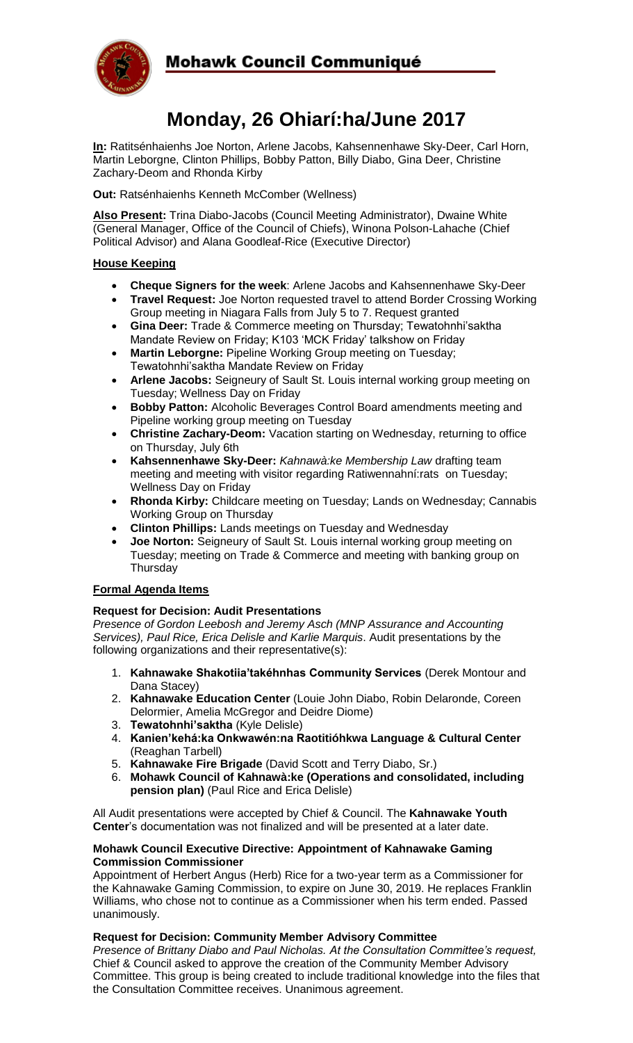# Mohawk Council Communiqué

# Monday, 26 Ohiarí:ha/June 2017

**In:** Ratitsénhaienhs Joe Norton, Arlene Jacobs, Kahsennenhawe Sky-Deer, Carl Horn, Martin Leborgne, Clinton Phillips, Bobby Patton, Billy Diabo, Gina Deer, Christine Zachary-Deom and Rhonda Kirby

**Out:** Ratsénhaienhs Kenneth McComber (Wellness)

**Also Present:** Trina Diabo-Jacobs (Council Meeting Administrator), Dwaine White (General Manager, Office of the Council of Chiefs), Winona Polson-Lahache (Chief Political Advisor) and Alana Goodleaf-Rice (Executive Director)

## House Keeping

- **Cheque Signers for the week**: Arlene Jacobs and Kahsennenhawe Sky-Deer
- **Travel Request:** Joe Norton requested travel to attend Border Crossing Working Group meeting in Niagara Falls from July 5 to 7. Request granted
- **Gina Deer:** Trade & Commerce meeting on Thursday; Tewatohnhi'saktha Mandate Review on Friday; K103 'MCK Friday' talkshow on Friday
- **Martin Leborgne:** Pipeline Working Group meeting on Tuesday; Tewatohnhi'saktha Mandate Review on Friday
- **Arlene Jacobs:** Seigneury of Sault St. Louis internal working group meeting on Tuesday; Wellness Day on Friday
- **Bobby Patton:** Alcoholic Beverages Control Board amendments meeting and Pipeline working group meeting on Tuesday
- **Christine Zachary-Deom:** Vacation starting on Wednesday, returning to office on Thursday, July 6th
- **Kahsennenhawe Sky-Deer:** *Kahnawà:ke Membership Law* drafting team meeting and meeting with visitor regarding Ratiwennahní:rats on Tuesday; Wellness Day on Friday
- **Rhonda Kirby:** Childcare meeting on Tuesday; Lands on Wednesday; Cannabis Working Group on Thursday
- **Clinton Phillips:** Lands meetings on Tuesday and Wednesday
- **Joe Norton:** Seigneury of Sault St. Louis internal working group meeting on Tuesday; meeting on Trade & Commerce and meeting with banking group on Thursday

## Formal Agenda Items

### Request for Decision: Audit Presentations

*Presence of Gordon Leebosh and Jeremy Asch (MNP Assurance and Accounting Services), Paul Rice, Erica Delisle and Karlie Marquis*. Audit presentations by the following organizations and their representative(s):

1. **Kahnawake Shakotiia'takéhnhas Community Services** (Derek Montour and Dana Stacey)
2. **Kahnawake Education Center** (Louie John Diabo, Robin Delaronde, Coreen Delormier, Amelia McGregor and Deidre Diome)
3. **Tewatohnhi'saktha** (Kyle Delisle)
4. **Kanien'kehá:ka Onkwawén:na Raotitióhkwa Language & Cultural Center** (Reaghan Tarbell)
5. **Kahnawake Fire Brigade** (David Scott and Terry Diabo, Sr.)
6. **Mohawk Council of Kahnawà:ke (Operations and consolidated, including pension plan)** (Paul Rice and Erica Delisle)

All Audit presentations were accepted by Chief & Council. The **Kahnawake Youth Center**'s documentation was not finalized and will be presented at a later date.

### Mohawk Council Executive Directive: Appointment of Kahnawake Gaming Commission Commissioner

Appointment of Herbert Angus (Herb) Rice for a two-year term as a Commissioner for the Kahnawake Gaming Commission, to expire on June 30, 2019. He replaces Franklin Williams, who chose not to continue as a Commissioner when his term ended. Passed unanimously.

### Request for Decision: Community Member Advisory Committee

*Presence of Brittany Diabo and Paul Nicholas. At the Consultation Committee's request,* Chief & Council asked to approve the creation of the Community Member Advisory Committee. This group is being created to include traditional knowledge into the files that the Consultation Committee receives. Unanimous agreement.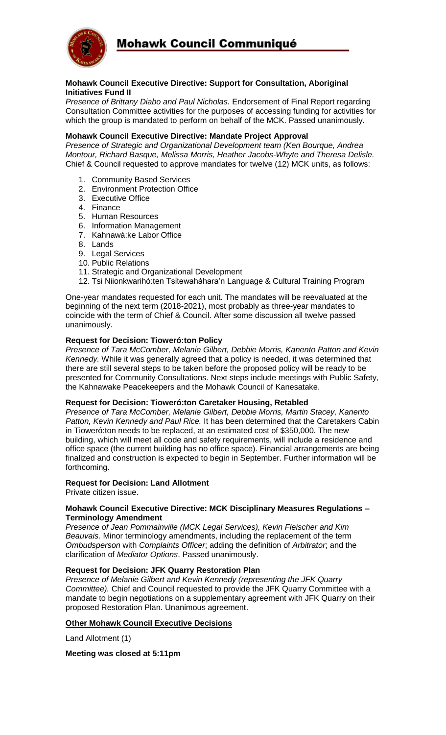# Mohawk Council Communiqué

**Mohawk Council Executive Directive: Support for Consultation, Aboriginal Initiatives Fund II**

*Presence of Brittany Diabo and Paul Nicholas.* Endorsement of Final Report regarding Consultation Committee activities for the purposes of accessing funding for activities for which the group is mandated to perform on behalf of the MCK. Passed unanimously.

**Mohawk Council Executive Directive: Mandate Project Approval**

*Presence of Strategic and Organizational Development team (Ken Bourque, Andrea Montour, Richard Basque, Melissa Morris, Heather Jacobs-Whyte and Theresa Delisle.* Chief & Council requested to approve mandates for twelve (12) MCK units, as follows:

1. Community Based Services
2. Environment Protection Office
3. Executive Office
4. Finance
5. Human Resources
6. Information Management
7. Kahnawà:ke Labor Office
8. Lands
9. Legal Services
10. Public Relations
11. Strategic and Organizational Development
12. Tsi Niionkwarihò:ten Tsitewaháhara'n Language & Cultural Training Program

One-year mandates requested for each unit. The mandates will be reevaluated at the beginning of the next term (2018-2021), most probably as three-year mandates to coincide with the term of Chief & Council. After some discussion all twelve passed unanimously.

**Request for Decision: Tioweró:ton Policy**

*Presence of Tara McComber, Melanie Gilbert, Debbie Morris, Kanento Patton and Kevin Kennedy.* While it was generally agreed that a policy is needed, it was determined that there are still several steps to be taken before the proposed policy will be ready to be presented for Community Consultations. Next steps include meetings with Public Safety, the Kahnawake Peacekeepers and the Mohawk Council of Kanesatake.

**Request for Decision: Tioweró:ton Caretaker Housing, Retabled**

*Presence of Tara McComber, Melanie Gilbert, Debbie Morris, Martin Stacey, Kanento Patton, Kevin Kennedy and Paul Rice.* It has been determined that the Caretakers Cabin in Tioweró:ton needs to be replaced, at an estimated cost of $350,000. The new building, which will meet all code and safety requirements, will include a residence and office space (the current building has no office space). Financial arrangements are being finalized and construction is expected to begin in September. Further information will be forthcoming.

**Request for Decision: Land Allotment**

Private citizen issue.

**Mohawk Council Executive Directive: MCK Disciplinary Measures Regulations – Terminology Amendment**

*Presence of Jean Pommainville (MCK Legal Services), Kevin Fleischer and Kim Beauvais.* Minor terminology amendments, including the replacement of the term *Ombudsperson* with *Complaints Officer*; adding the definition of *Arbitrator*; and the clarification of *Mediator Options*. Passed unanimously.

**Request for Decision: JFK Quarry Restoration Plan**

*Presence of Melanie Gilbert and Kevin Kennedy (representing the JFK Quarry Committee).* Chief and Council requested to provide the JFK Quarry Committee with a mandate to begin negotiations on a supplementary agreement with JFK Quarry on their proposed Restoration Plan. Unanimous agreement.

**Other Mohawk Council Executive Decisions**

Land Allotment (1)

**Meeting was closed at 5:11pm**